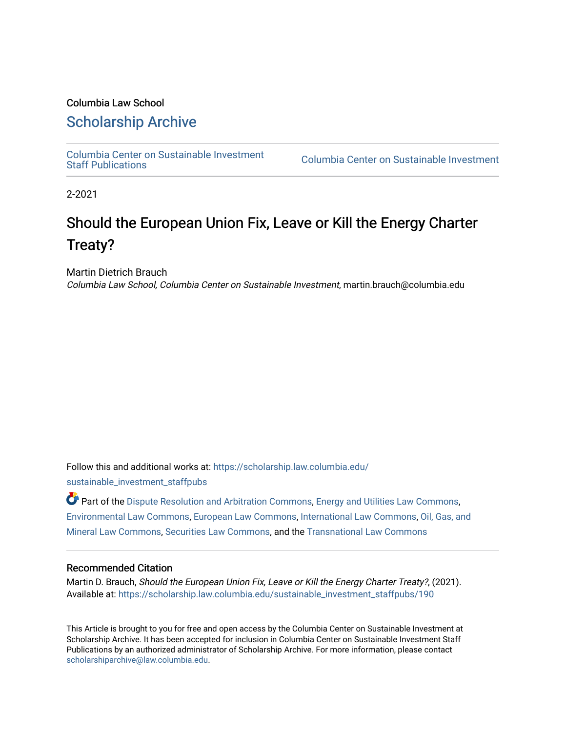Columbia Law School

## Scholarship Archive

Columbia Center on Sustainable Investment Staff Publications

Columbia Center on Sustainable Investment

2-2021

# Should the European Union Fix, Leave or Kill the Energy Charter Treaty?

Martin Dietrich Brauch

*Columbia Law School, Columbia Center on Sustainable Investment*, martin.brauch@columbia.edu

Follow this and additional works at: https://scholarship.law.columbia.edu/sustainable_investment_staffpubs

Part of the Dispute Resolution and Arbitration Commons, Energy and Utilities Law Commons, Environmental Law Commons, European Law Commons, International Law Commons, Oil, Gas, and Mineral Law Commons, Securities Law Commons, and the Transnational Law Commons

### Recommended Citation

Martin D. Brauch, *Should the European Union Fix, Leave or Kill the Energy Charter Treaty?*, (2021).
Available at: https://scholarship.law.columbia.edu/sustainable_investment_staffpubs/190

This Article is brought to you for free and open access by the Columbia Center on Sustainable Investment at Scholarship Archive. It has been accepted for inclusion in Columbia Center on Sustainable Investment Staff Publications by an authorized administrator of Scholarship Archive. For more information, please contact scholarshiparchive@law.columbia.edu.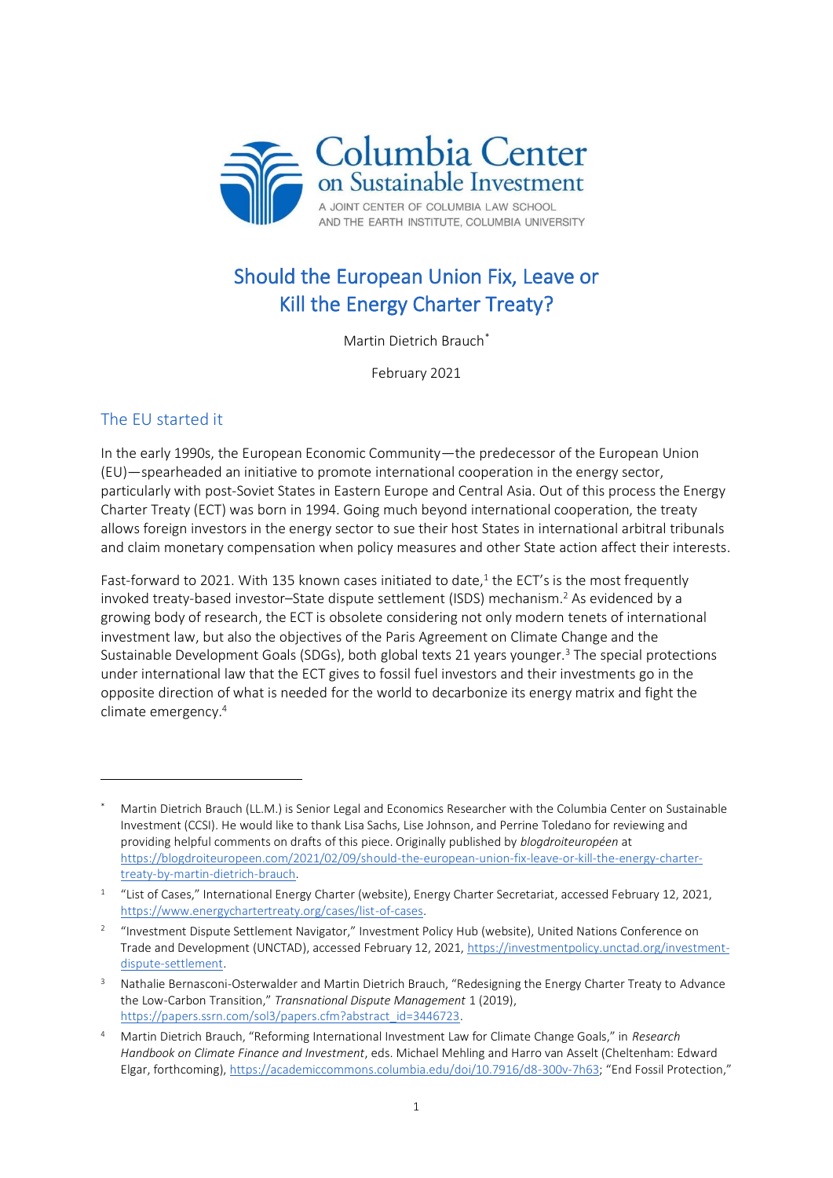# Should the European Union Fix, Leave or Kill the Energy Charter Treaty?

Martin Dietrich Brauch*

February 2021

## The EU started it

In the early 1990s, the European Economic Community—the predecessor of the European Union (EU)—spearheaded an initiative to promote international cooperation in the energy sector, particularly with post-Soviet States in Eastern Europe and Central Asia. Out of this process the Energy Charter Treaty (ECT) was born in 1994. Going much beyond international cooperation, the treaty allows foreign investors in the energy sector to sue their host States in international arbitral tribunals and claim monetary compensation when policy measures and other State action affect their interests.

Fast-forward to 2021. With 135 known cases initiated to date,[1] the ECT's is the most frequently invoked treaty-based investor–State dispute settlement (ISDS) mechanism.[2] As evidenced by a growing body of research, the ECT is obsolete considering not only modern tenets of international investment law, but also the objectives of the Paris Agreement on Climate Change and the Sustainable Development Goals (SDGs), both global texts 21 years younger.[3] The special protections under international law that the ECT gives to fossil fuel investors and their investments go in the opposite direction of what is needed for the world to decarbonize its energy matrix and fight the climate emergency.[4]

---

\* Martin Dietrich Brauch (LL.M.) is Senior Legal and Economics Researcher with the Columbia Center on Sustainable Investment (CCSI). He would like to thank Lisa Sachs, Lise Johnson, and Perrine Toledano for reviewing and providing helpful comments on drafts of this piece. Originally published by *blogdroiteuropéen* at https://blogdroiteuropeen.com/2021/02/09/should-the-european-union-fix-leave-or-kill-the-energy-charter-treaty-by-martin-dietrich-brauch.

[1] "List of Cases," International Energy Charter (website), Energy Charter Secretariat, accessed February 12, 2021, https://www.energychartertreaty.org/cases/list-of-cases.

[2] "Investment Dispute Settlement Navigator," Investment Policy Hub (website), United Nations Conference on Trade and Development (UNCTAD), accessed February 12, 2021, https://investmentpolicy.unctad.org/investment-dispute-settlement.

[3] Nathalie Bernasconi-Osterwalder and Martin Dietrich Brauch, "Redesigning the Energy Charter Treaty to Advance the Low-Carbon Transition," *Transnational Dispute Management* 1 (2019), https://papers.ssrn.com/sol3/papers.cfm?abstract_id=3446723.

[4] Martin Dietrich Brauch, "Reforming International Investment Law for Climate Change Goals," in *Research Handbook on Climate Finance and Investment*, eds. Michael Mehling and Harro van Asselt (Cheltenham: Edward Elgar, forthcoming), https://academiccommons.columbia.edu/doi/10.7916/d8-300v-7h63; "End Fossil Protection,"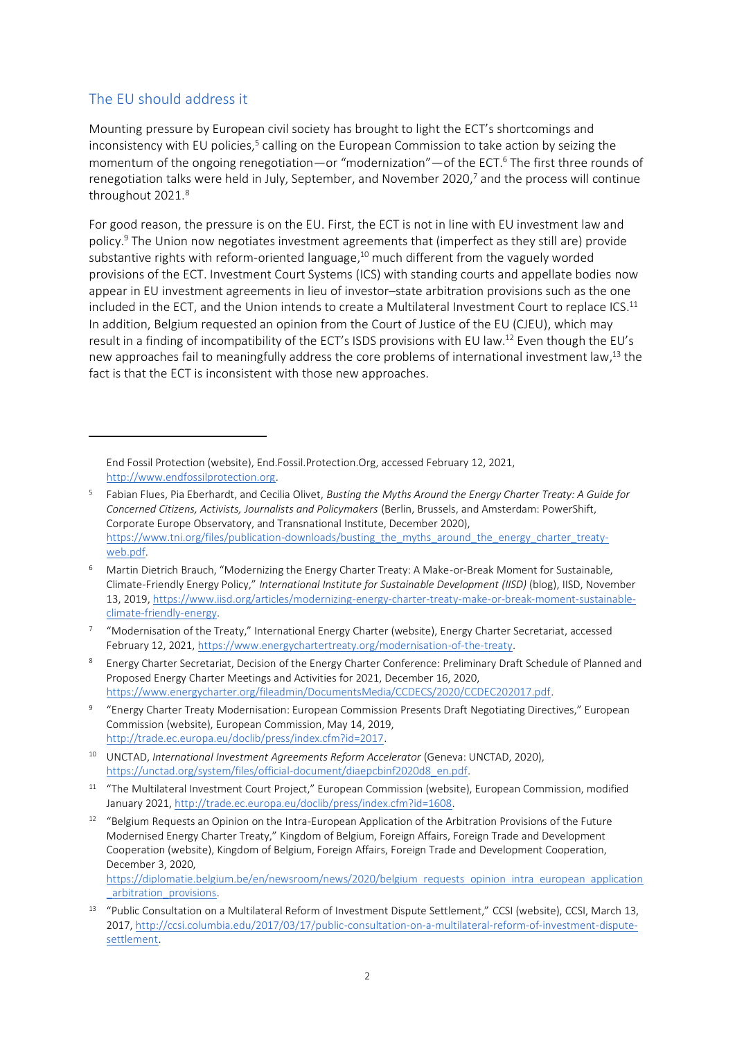## The EU should address it

Mounting pressure by European civil society has brought to light the ECT's shortcomings and inconsistency with EU policies,[5] calling on the European Commission to take action by seizing the momentum of the ongoing renegotiation—or "modernization"—of the ECT.[6] The first three rounds of renegotiation talks were held in July, September, and November 2020,[7] and the process will continue throughout 2021.[8]

For good reason, the pressure is on the EU. First, the ECT is not in line with EU investment law and policy.[9] The Union now negotiates investment agreements that (imperfect as they still are) provide substantive rights with reform-oriented language,[10] much different from the vaguely worded provisions of the ECT. Investment Court Systems (ICS) with standing courts and appellate bodies now appear in EU investment agreements in lieu of investor–state arbitration provisions such as the one included in the ECT, and the Union intends to create a Multilateral Investment Court to replace ICS.[11] In addition, Belgium requested an opinion from the Court of Justice of the EU (CJEU), which may result in a finding of incompatibility of the ECT's ISDS provisions with EU law.[12] Even though the EU's new approaches fail to meaningfully address the core problems of international investment law,[13] the fact is that the ECT is inconsistent with those new approaches.

---

End Fossil Protection (website), End.Fossil.Protection.Org, accessed February 12, 2021, http://www.endfossilprotection.org.

[5] Fabian Flues, Pia Eberhardt, and Cecilia Olivet, *Busting the Myths Around the Energy Charter Treaty: A Guide for Concerned Citizens, Activists, Journalists and Policymakers* (Berlin, Brussels, and Amsterdam: PowerShift, Corporate Europe Observatory, and Transnational Institute, December 2020), https://www.tni.org/files/publication-downloads/busting_the_myths_around_the_energy_charter_treaty-web.pdf.

[6] Martin Dietrich Brauch, "Modernizing the Energy Charter Treaty: A Make-or-Break Moment for Sustainable, Climate-Friendly Energy Policy," *International Institute for Sustainable Development (IISD)* (blog), IISD, November 13, 2019, https://www.iisd.org/articles/modernizing-energy-charter-treaty-make-or-break-moment-sustainable-climate-friendly-energy.

[7] "Modernisation of the Treaty," International Energy Charter (website), Energy Charter Secretariat, accessed February 12, 2021, https://www.energychartertreaty.org/modernisation-of-the-treaty.

[8] Energy Charter Secretariat, Decision of the Energy Charter Conference: Preliminary Draft Schedule of Planned and Proposed Energy Charter Meetings and Activities for 2021, December 16, 2020, https://www.energycharter.org/fileadmin/DocumentsMedia/CCDECS/2020/CCDEC202017.pdf.

[9] "Energy Charter Treaty Modernisation: European Commission Presents Draft Negotiating Directives," European Commission (website), European Commission, May 14, 2019, http://trade.ec.europa.eu/doclib/press/index.cfm?id=2017.

[10] UNCTAD, *International Investment Agreements Reform Accelerator* (Geneva: UNCTAD, 2020), https://unctad.org/system/files/official-document/diaepcbinf2020d8_en.pdf.

[11] "The Multilateral Investment Court Project," European Commission (website), European Commission, modified January 2021, http://trade.ec.europa.eu/doclib/press/index.cfm?id=1608.

[12] "Belgium Requests an Opinion on the Intra-European Application of the Arbitration Provisions of the Future Modernised Energy Charter Treaty," Kingdom of Belgium, Foreign Affairs, Foreign Trade and Development Cooperation (website), Kingdom of Belgium, Foreign Affairs, Foreign Trade and Development Cooperation, December 3, 2020, https://diplomatie.belgium.be/en/newsroom/news/2020/belgium_requests_opinion_intra_european_application_arbitration_provisions.

[13] "Public Consultation on a Multilateral Reform of Investment Dispute Settlement," CCSI (website), CCSI, March 13, 2017, http://ccsi.columbia.edu/2017/03/17/public-consultation-on-a-multilateral-reform-of-investment-dispute-settlement.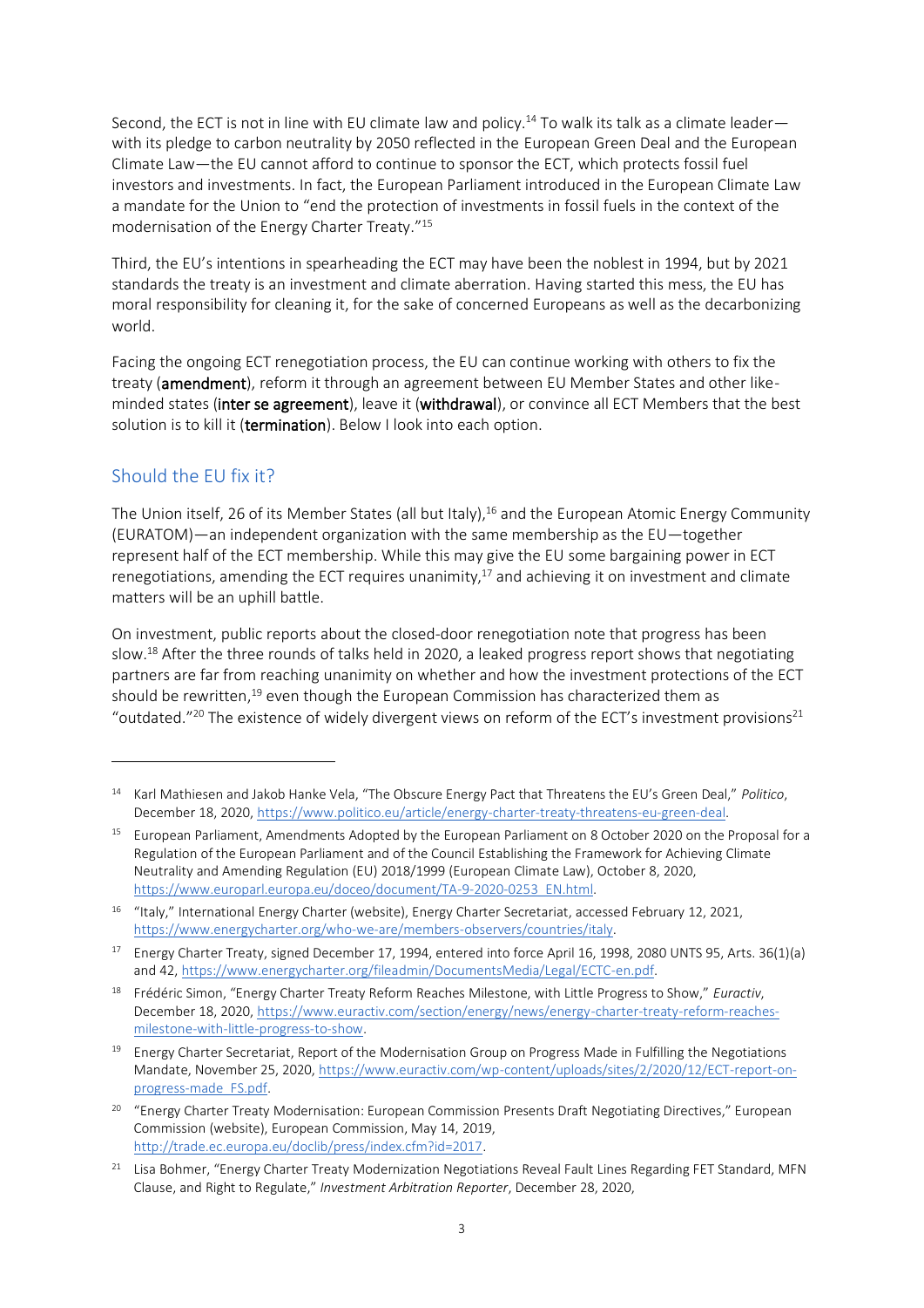Second, the ECT is not in line with EU climate law and policy.[14] To walk its talk as a climate leader—with its pledge to carbon neutrality by 2050 reflected in the European Green Deal and the European Climate Law—the EU cannot afford to continue to sponsor the ECT, which protects fossil fuel investors and investments. In fact, the European Parliament introduced in the European Climate Law a mandate for the Union to "end the protection of investments in fossil fuels in the context of the modernisation of the Energy Charter Treaty."[15]

Third, the EU's intentions in spearheading the ECT may have been the noblest in 1994, but by 2021 standards the treaty is an investment and climate aberration. Having started this mess, the EU has moral responsibility for cleaning it, for the sake of concerned Europeans as well as the decarbonizing world.

Facing the ongoing ECT renegotiation process, the EU can continue working with others to fix the treaty (**amendment**), reform it through an agreement between EU Member States and other like-minded states (**inter se agreement**), leave it (**withdrawal**), or convince all ECT Members that the best solution is to kill it (**termination**). Below I look into each option.

## Should the EU fix it?

The Union itself, 26 of its Member States (all but Italy),[16] and the European Atomic Energy Community (EURATOM)—an independent organization with the same membership as the EU—together represent half of the ECT membership. While this may give the EU some bargaining power in ECT renegotiations, amending the ECT requires unanimity,[17] and achieving it on investment and climate matters will be an uphill battle.

On investment, public reports about the closed-door renegotiation note that progress has been slow.[18] After the three rounds of talks held in 2020, a leaked progress report shows that negotiating partners are far from reaching unanimity on whether and how the investment protections of the ECT should be rewritten,[19] even though the European Commission has characterized them as "outdated."[20] The existence of widely divergent views on reform of the ECT's investment provisions[21]

---

[14] Karl Mathiesen and Jakob Hanke Vela, "The Obscure Energy Pact that Threatens the EU's Green Deal," *Politico*, December 18, 2020, https://www.politico.eu/article/energy-charter-treaty-threatens-eu-green-deal.

[15] European Parliament, Amendments Adopted by the European Parliament on 8 October 2020 on the Proposal for a Regulation of the European Parliament and of the Council Establishing the Framework for Achieving Climate Neutrality and Amending Regulation (EU) 2018/1999 (European Climate Law), October 8, 2020, https://www.europarl.europa.eu/doceo/document/TA-9-2020-0253_EN.html.

[16] "Italy," International Energy Charter (website), Energy Charter Secretariat, accessed February 12, 2021, https://www.energycharter.org/who-we-are/members-observers/countries/italy.

[17] Energy Charter Treaty, signed December 17, 1994, entered into force April 16, 1998, 2080 UNTS 95, Arts. 36(1)(a) and 42, https://www.energycharter.org/fileadmin/DocumentsMedia/Legal/ECTC-en.pdf.

[18] Frédéric Simon, "Energy Charter Treaty Reform Reaches Milestone, with Little Progress to Show," *Euractiv*, December 18, 2020, https://www.euractiv.com/section/energy/news/energy-charter-treaty-reform-reaches-milestone-with-little-progress-to-show.

[19] Energy Charter Secretariat, Report of the Modernisation Group on Progress Made in Fulfilling the Negotiations Mandate, November 25, 2020, https://www.euractiv.com/wp-content/uploads/sites/2/2020/12/ECT-report-on-progress-made_FS.pdf.

[20] "Energy Charter Treaty Modernisation: European Commission Presents Draft Negotiating Directives," European Commission (website), European Commission, May 14, 2019, http://trade.ec.europa.eu/doclib/press/index.cfm?id=2017.

[21] Lisa Bohmer, "Energy Charter Treaty Modernization Negotiations Reveal Fault Lines Regarding FET Standard, MFN Clause, and Right to Regulate," *Investment Arbitration Reporter*, December 28, 2020,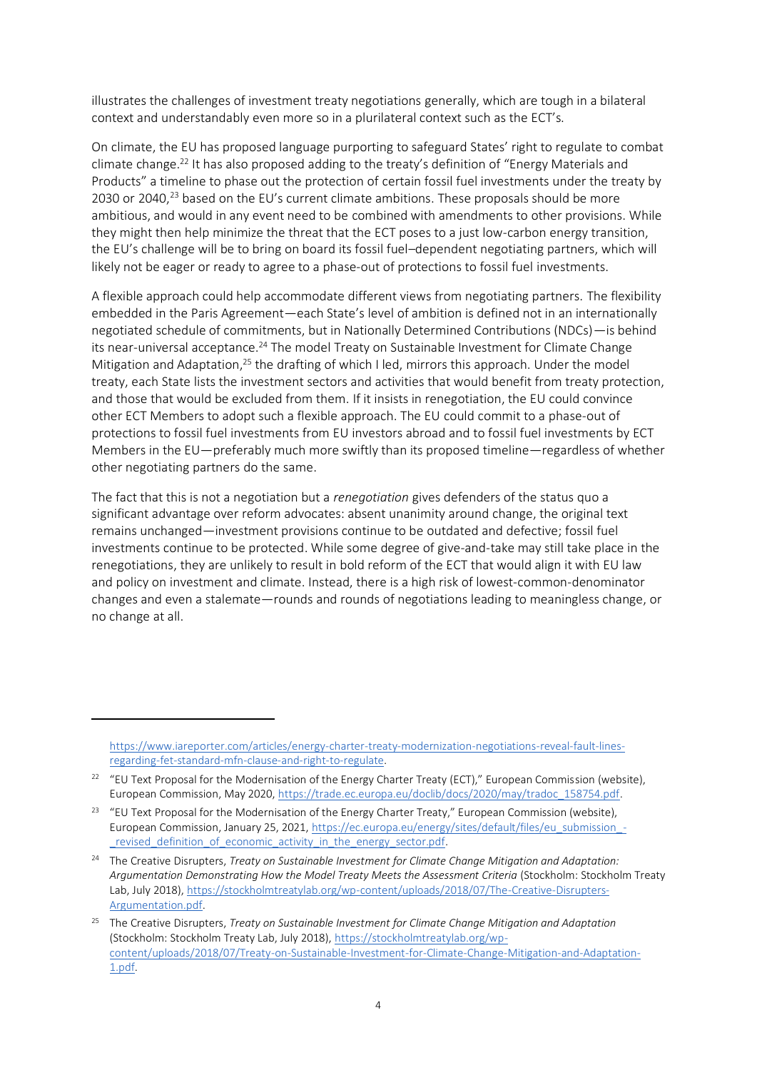illustrates the challenges of investment treaty negotiations generally, which are tough in a bilateral context and understandably even more so in a plurilateral context such as the ECT's.

On climate, the EU has proposed language purporting to safeguard States' right to regulate to combat climate change.[22] It has also proposed adding to the treaty's definition of "Energy Materials and Products" a timeline to phase out the protection of certain fossil fuel investments under the treaty by 2030 or 2040,[23] based on the EU's current climate ambitions. These proposals should be more ambitious, and would in any event need to be combined with amendments to other provisions. While they might then help minimize the threat that the ECT poses to a just low-carbon energy transition, the EU's challenge will be to bring on board its fossil fuel–dependent negotiating partners, which will likely not be eager or ready to agree to a phase-out of protections to fossil fuel investments.

A flexible approach could help accommodate different views from negotiating partners. The flexibility embedded in the Paris Agreement—each State's level of ambition is defined not in an internationally negotiated schedule of commitments, but in Nationally Determined Contributions (NDCs)—is behind its near-universal acceptance.[24] The model Treaty on Sustainable Investment for Climate Change Mitigation and Adaptation,[25] the drafting of which I led, mirrors this approach. Under the model treaty, each State lists the investment sectors and activities that would benefit from treaty protection, and those that would be excluded from them. If it insists in renegotiation, the EU could convince other ECT Members to adopt such a flexible approach. The EU could commit to a phase-out of protections to fossil fuel investments from EU investors abroad and to fossil fuel investments by ECT Members in the EU—preferably much more swiftly than its proposed timeline—regardless of whether other negotiating partners do the same.

The fact that this is not a negotiation but a *renegotiation* gives defenders of the status quo a significant advantage over reform advocates: absent unanimity around change, the original text remains unchanged—investment provisions continue to be outdated and defective; fossil fuel investments continue to be protected. While some degree of give-and-take may still take place in the renegotiations, they are unlikely to result in bold reform of the ECT that would align it with EU law and policy on investment and climate. Instead, there is a high risk of lowest-common-denominator changes and even a stalemate—rounds and rounds of negotiations leading to meaningless change, or no change at all.

---

https://www.iareporter.com/articles/energy-charter-treaty-modernization-negotiations-reveal-fault-lines-regarding-fet-standard-mfn-clause-and-right-to-regulate.

[22] "EU Text Proposal for the Modernisation of the Energy Charter Treaty (ECT)," European Commission (website), European Commission, May 2020, https://trade.ec.europa.eu/doclib/docs/2020/may/tradoc_158754.pdf.

[23] "EU Text Proposal for the Modernisation of the Energy Charter Treaty," European Commission (website), European Commission, January 25, 2021, https://ec.europa.eu/energy/sites/default/files/eu_submission_-_revised_definition_of_economic_activity_in_the_energy_sector.pdf.

[24] The Creative Disrupters, *Treaty on Sustainable Investment for Climate Change Mitigation and Adaptation: Argumentation Demonstrating How the Model Treaty Meets the Assessment Criteria* (Stockholm: Stockholm Treaty Lab, July 2018), https://stockholmtreatylab.org/wp-content/uploads/2018/07/The-Creative-Disrupters-Argumentation.pdf.

[25] The Creative Disrupters, *Treaty on Sustainable Investment for Climate Change Mitigation and Adaptation* (Stockholm: Stockholm Treaty Lab, July 2018), https://stockholmtreatylab.org/wp-content/uploads/2018/07/Treaty-on-Sustainable-Investment-for-Climate-Change-Mitigation-and-Adaptation-1.pdf.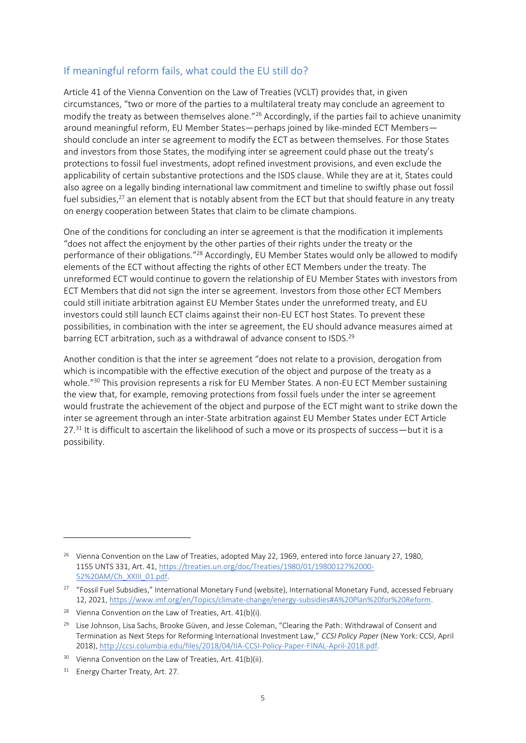## If meaningful reform fails, what could the EU still do?

Article 41 of the Vienna Convention on the Law of Treaties (VCLT) provides that, in given circumstances, "two or more of the parties to a multilateral treaty may conclude an agreement to modify the treaty as between themselves alone."[26] Accordingly, if the parties fail to achieve unanimity around meaningful reform, EU Member States—perhaps joined by like-minded ECT Members—should conclude an inter se agreement to modify the ECT as between themselves. For those States and investors from those States, the modifying inter se agreement could phase out the treaty's protections to fossil fuel investments, adopt refined investment provisions, and even exclude the applicability of certain substantive protections and the ISDS clause. While they are at it, States could also agree on a legally binding international law commitment and timeline to swiftly phase out fossil fuel subsidies,[27] an element that is notably absent from the ECT but that should feature in any treaty on energy cooperation between States that claim to be climate champions.

One of the conditions for concluding an inter se agreement is that the modification it implements "does not affect the enjoyment by the other parties of their rights under the treaty or the performance of their obligations."[28] Accordingly, EU Member States would only be allowed to modify elements of the ECT without affecting the rights of other ECT Members under the treaty. The unreformed ECT would continue to govern the relationship of EU Member States with investors from ECT Members that did not sign the inter se agreement. Investors from those other ECT Members could still initiate arbitration against EU Member States under the unreformed treaty, and EU investors could still launch ECT claims against their non-EU ECT host States. To prevent these possibilities, in combination with the inter se agreement, the EU should advance measures aimed at barring ECT arbitration, such as a withdrawal of advance consent to ISDS.[29]

Another condition is that the inter se agreement "does not relate to a provision, derogation from which is incompatible with the effective execution of the object and purpose of the treaty as a whole."[30] This provision represents a risk for EU Member States. A non-EU ECT Member sustaining the view that, for example, removing protections from fossil fuels under the inter se agreement would frustrate the achievement of the object and purpose of the ECT might want to strike down the inter se agreement through an inter-State arbitration against EU Member States under ECT Article 27.[31] It is difficult to ascertain the likelihood of such a move or its prospects of success—but it is a possibility.

---

[26] Vienna Convention on the Law of Treaties, adopted May 22, 1969, entered into force January 27, 1980, 1155 UNTS 331, Art. 41, https://treaties.un.org/doc/Treaties/1980/01/19800127%2000-52%20AM/Ch_XXIII_01.pdf.

[27] "Fossil Fuel Subsidies," International Monetary Fund (website), International Monetary Fund, accessed February 12, 2021, https://www.imf.org/en/Topics/climate-change/energy-subsidies#A%20Plan%20for%20Reform.

[28] Vienna Convention on the Law of Treaties, Art. 41(b)(i).

[29] Lise Johnson, Lisa Sachs, Brooke Güven, and Jesse Coleman, "Clearing the Path: Withdrawal of Consent and Termination as Next Steps for Reforming International Investment Law," *CCSI Policy Paper* (New York: CCSI, April 2018), http://ccsi.columbia.edu/files/2018/04/IIA-CCSI-Policy-Paper-FINAL-April-2018.pdf.

[30] Vienna Convention on the Law of Treaties, Art. 41(b)(ii).

[31] Energy Charter Treaty, Art. 27.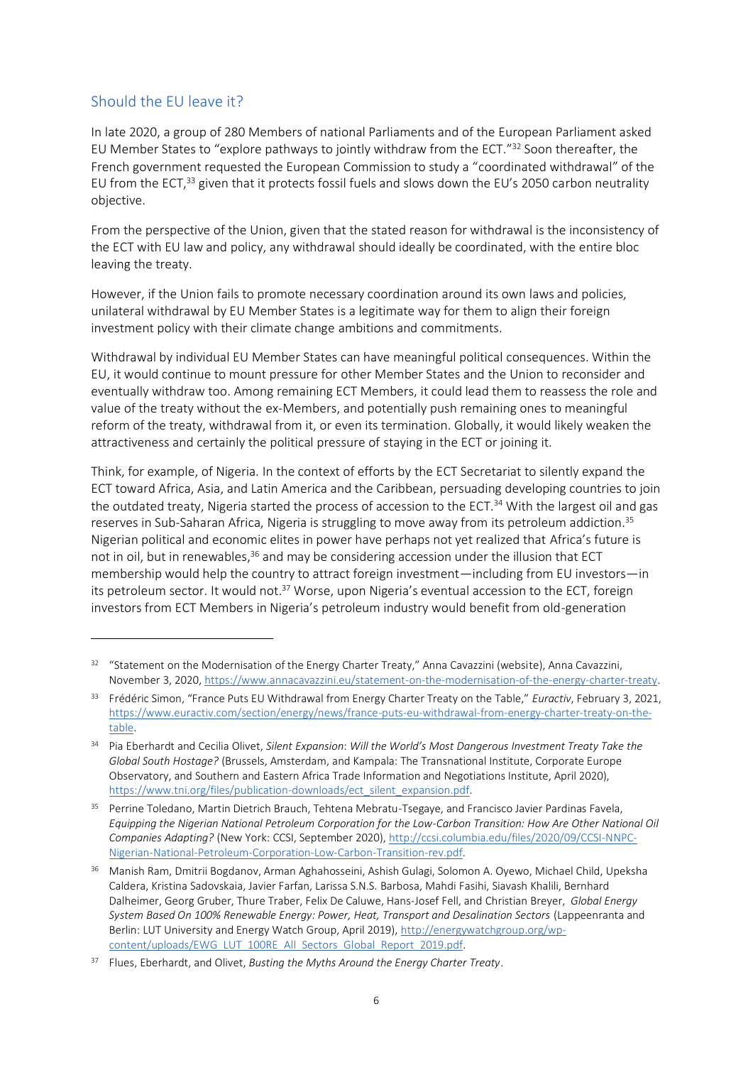## Should the EU leave it?

In late 2020, a group of 280 Members of national Parliaments and of the European Parliament asked EU Member States to "explore pathways to jointly withdraw from the ECT."[32] Soon thereafter, the French government requested the European Commission to study a "coordinated withdrawal" of the EU from the ECT,[33] given that it protects fossil fuels and slows down the EU's 2050 carbon neutrality objective.

From the perspective of the Union, given that the stated reason for withdrawal is the inconsistency of the ECT with EU law and policy, any withdrawal should ideally be coordinated, with the entire bloc leaving the treaty.

However, if the Union fails to promote necessary coordination around its own laws and policies, unilateral withdrawal by EU Member States is a legitimate way for them to align their foreign investment policy with their climate change ambitions and commitments.

Withdrawal by individual EU Member States can have meaningful political consequences. Within the EU, it would continue to mount pressure for other Member States and the Union to reconsider and eventually withdraw too. Among remaining ECT Members, it could lead them to reassess the role and value of the treaty without the ex-Members, and potentially push remaining ones to meaningful reform of the treaty, withdrawal from it, or even its termination. Globally, it would likely weaken the attractiveness and certainly the political pressure of staying in the ECT or joining it.

Think, for example, of Nigeria. In the context of efforts by the ECT Secretariat to silently expand the ECT toward Africa, Asia, and Latin America and the Caribbean, persuading developing countries to join the outdated treaty, Nigeria started the process of accession to the ECT.[34] With the largest oil and gas reserves in Sub-Saharan Africa, Nigeria is struggling to move away from its petroleum addiction.[35] Nigerian political and economic elites in power have perhaps not yet realized that Africa's future is not in oil, but in renewables,[36] and may be considering accession under the illusion that ECT membership would help the country to attract foreign investment—including from EU investors—in its petroleum sector. It would not.[37] Worse, upon Nigeria's eventual accession to the ECT, foreign investors from ECT Members in Nigeria's petroleum industry would benefit from old-generation

---

[32] "Statement on the Modernisation of the Energy Charter Treaty," Anna Cavazzini (website), Anna Cavazzini, November 3, 2020, https://www.annacavazzini.eu/statement-on-the-modernisation-of-the-energy-charter-treaty.

[33] Frédéric Simon, "France Puts EU Withdrawal from Energy Charter Treaty on the Table," *Euractiv*, February 3, 2021, https://www.euractiv.com/section/energy/news/france-puts-eu-withdrawal-from-energy-charter-treaty-on-the-table.

[34] Pia Eberhardt and Cecilia Olivet, *Silent Expansion*: *Will the World's Most Dangerous Investment Treaty Take the Global South Hostage?* (Brussels, Amsterdam, and Kampala: The Transnational Institute, Corporate Europe Observatory, and Southern and Eastern Africa Trade Information and Negotiations Institute, April 2020), https://www.tni.org/files/publication-downloads/ect_silent_expansion.pdf.

[35] Perrine Toledano, Martin Dietrich Brauch, Tehtena Mebratu-Tsegaye, and Francisco Javier Pardinas Favela, *Equipping the Nigerian National Petroleum Corporation for the Low-Carbon Transition: How Are Other National Oil Companies Adapting?* (New York: CCSI, September 2020), http://ccsi.columbia.edu/files/2020/09/CCSI-NNPC-Nigerian-National-Petroleum-Corporation-Low-Carbon-Transition-rev.pdf.

[36] Manish Ram, Dmitrii Bogdanov, Arman Aghahosseini, Ashish Gulagi, Solomon A. Oyewo, Michael Child, Upeksha Caldera, Kristina Sadovskaia, Javier Farfan, Larissa S.N.S. Barbosa, Mahdi Fasihi, Siavash Khalili, Bernhard Dalheimer, Georg Gruber, Thure Traber, Felix De Caluwe, Hans-Josef Fell, and Christian Breyer, *Global Energy System Based On 100% Renewable Energy: Power, Heat, Transport and Desalination Sectors* (Lappeenranta and Berlin: LUT University and Energy Watch Group, April 2019), http://energywatchgroup.org/wp-content/uploads/EWG_LUT_100RE_All_Sectors_Global_Report_2019.pdf.

[37] Flues, Eberhardt, and Olivet, *Busting the Myths Around the Energy Charter Treaty*.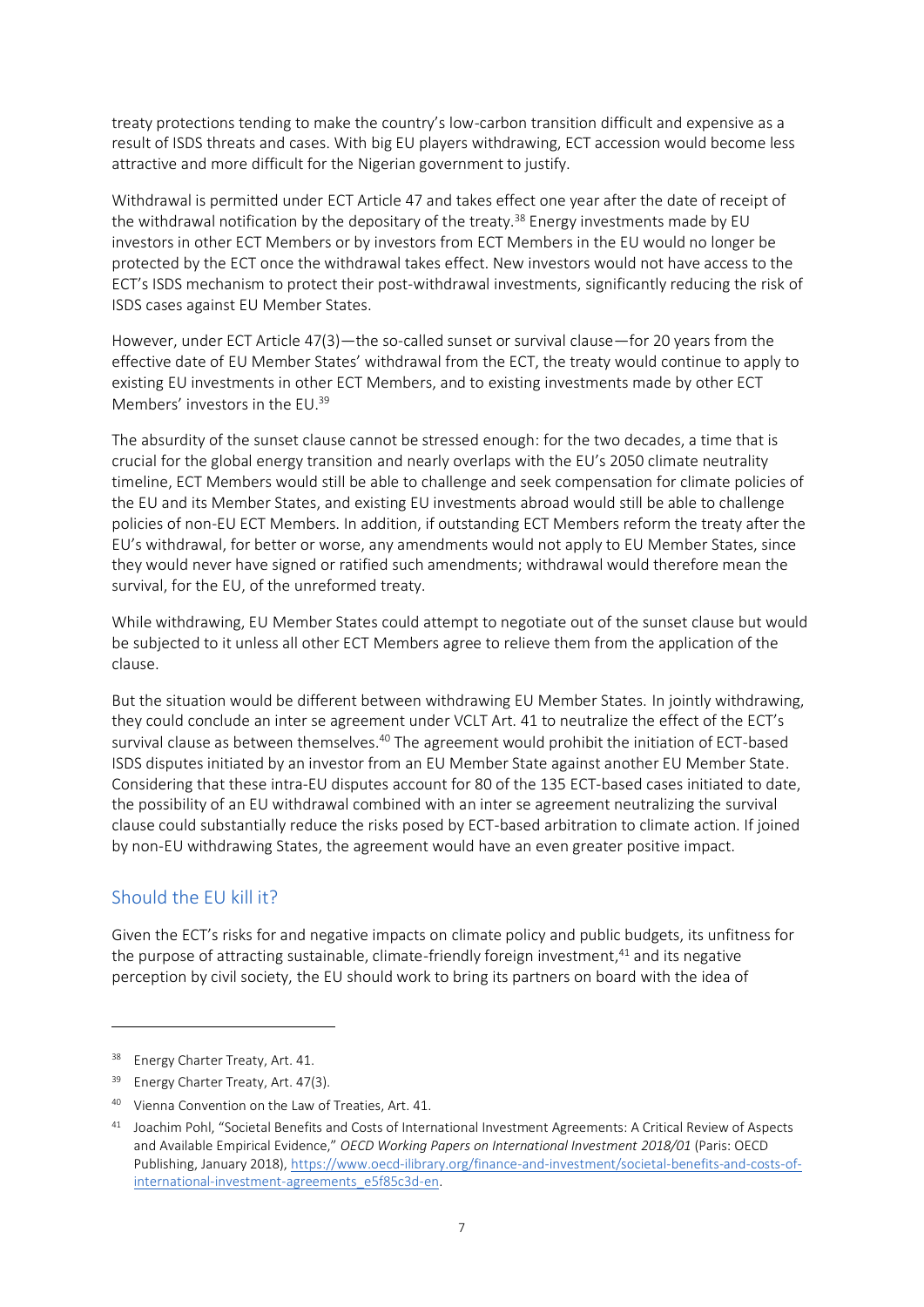treaty protections tending to make the country's low-carbon transition difficult and expensive as a result of ISDS threats and cases. With big EU players withdrawing, ECT accession would become less attractive and more difficult for the Nigerian government to justify.

Withdrawal is permitted under ECT Article 47 and takes effect one year after the date of receipt of the withdrawal notification by the depositary of the treaty.[38] Energy investments made by EU investors in other ECT Members or by investors from ECT Members in the EU would no longer be protected by the ECT once the withdrawal takes effect. New investors would not have access to the ECT's ISDS mechanism to protect their post-withdrawal investments, significantly reducing the risk of ISDS cases against EU Member States.

However, under ECT Article 47(3)—the so-called sunset or survival clause—for 20 years from the effective date of EU Member States' withdrawal from the ECT, the treaty would continue to apply to existing EU investments in other ECT Members, and to existing investments made by other ECT Members' investors in the EU.[39]

The absurdity of the sunset clause cannot be stressed enough: for the two decades, a time that is crucial for the global energy transition and nearly overlaps with the EU's 2050 climate neutrality timeline, ECT Members would still be able to challenge and seek compensation for climate policies of the EU and its Member States, and existing EU investments abroad would still be able to challenge policies of non-EU ECT Members. In addition, if outstanding ECT Members reform the treaty after the EU's withdrawal, for better or worse, any amendments would not apply to EU Member States, since they would never have signed or ratified such amendments; withdrawal would therefore mean the survival, for the EU, of the unreformed treaty.

While withdrawing, EU Member States could attempt to negotiate out of the sunset clause but would be subjected to it unless all other ECT Members agree to relieve them from the application of the clause.

But the situation would be different between withdrawing EU Member States. In jointly withdrawing, they could conclude an inter se agreement under VCLT Art. 41 to neutralize the effect of the ECT's survival clause as between themselves.[40] The agreement would prohibit the initiation of ECT-based ISDS disputes initiated by an investor from an EU Member State against another EU Member State. Considering that these intra-EU disputes account for 80 of the 135 ECT-based cases initiated to date, the possibility of an EU withdrawal combined with an inter se agreement neutralizing the survival clause could substantially reduce the risks posed by ECT-based arbitration to climate action. If joined by non-EU withdrawing States, the agreement would have an even greater positive impact.

## Should the EU kill it?

Given the ECT's risks for and negative impacts on climate policy and public budgets, its unfitness for the purpose of attracting sustainable, climate-friendly foreign investment,[41] and its negative perception by civil society, the EU should work to bring its partners on board with the idea of

---

[38] Energy Charter Treaty, Art. 41.

[39] Energy Charter Treaty, Art. 47(3).

[40] Vienna Convention on the Law of Treaties, Art. 41.

[41] Joachim Pohl, "Societal Benefits and Costs of International Investment Agreements: A Critical Review of Aspects and Available Empirical Evidence," *OECD Working Papers on International Investment 2018/01* (Paris: OECD Publishing, January 2018), https://www.oecd-ilibrary.org/finance-and-investment/societal-benefits-and-costs-of-international-investment-agreements_e5f85c3d-en.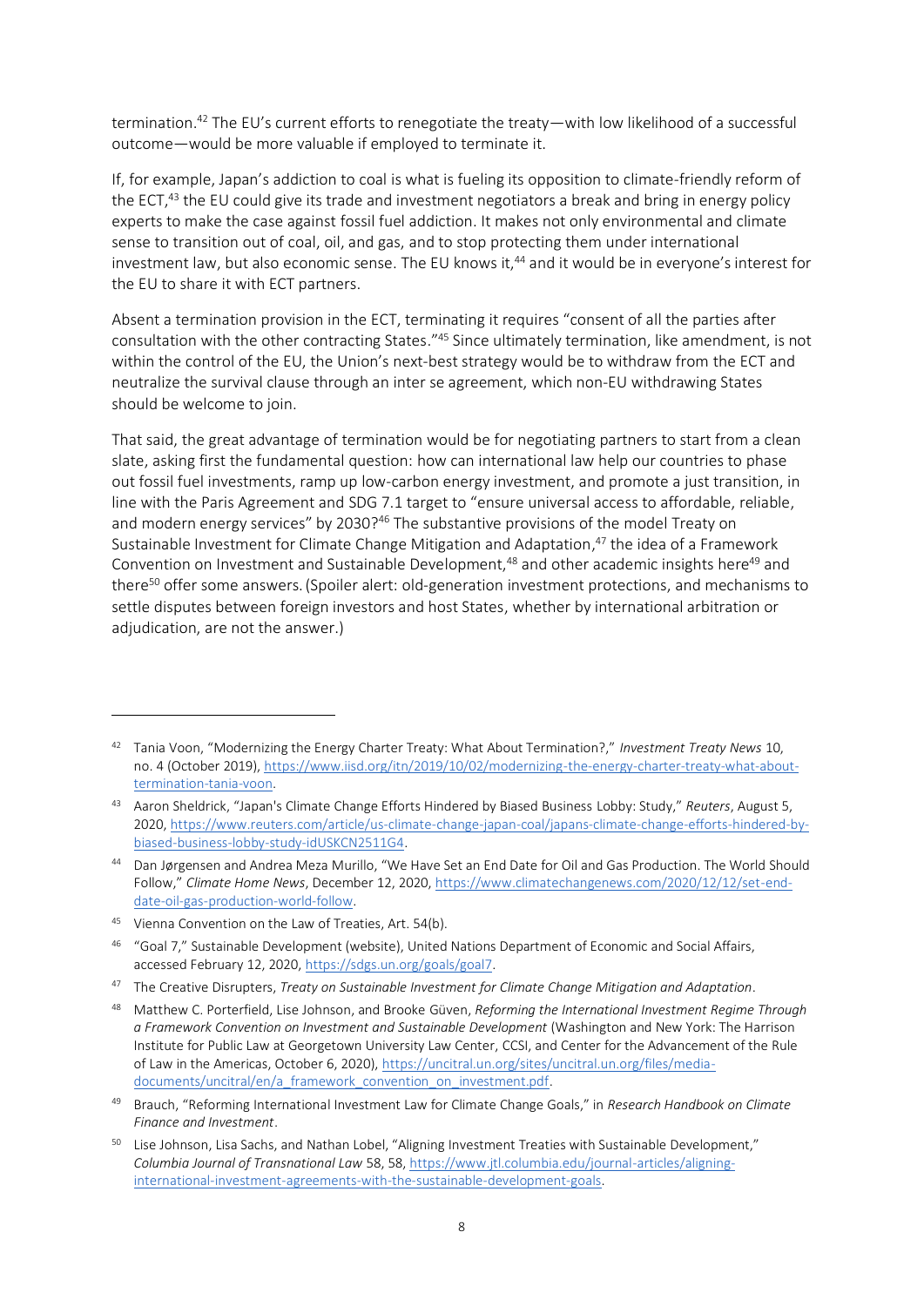termination.[42] The EU's current efforts to renegotiate the treaty—with low likelihood of a successful outcome—would be more valuable if employed to terminate it.

If, for example, Japan's addiction to coal is what is fueling its opposition to climate-friendly reform of the ECT,[43] the EU could give its trade and investment negotiators a break and bring in energy policy experts to make the case against fossil fuel addiction. It makes not only environmental and climate sense to transition out of coal, oil, and gas, and to stop protecting them under international investment law, but also economic sense. The EU knows it,[44] and it would be in everyone's interest for the EU to share it with ECT partners.

Absent a termination provision in the ECT, terminating it requires "consent of all the parties after consultation with the other contracting States."[45] Since ultimately termination, like amendment, is not within the control of the EU, the Union's next-best strategy would be to withdraw from the ECT and neutralize the survival clause through an inter se agreement, which non-EU withdrawing States should be welcome to join.

That said, the great advantage of termination would be for negotiating partners to start from a clean slate, asking first the fundamental question: how can international law help our countries to phase out fossil fuel investments, ramp up low-carbon energy investment, and promote a just transition, in line with the Paris Agreement and SDG 7.1 target to "ensure universal access to affordable, reliable, and modern energy services" by 2030?[46] The substantive provisions of the model Treaty on Sustainable Investment for Climate Change Mitigation and Adaptation,[47] the idea of a Framework Convention on Investment and Sustainable Development,[48] and other academic insights here[49] and there[50] offer some answers. (Spoiler alert: old-generation investment protections, and mechanisms to settle disputes between foreign investors and host States, whether by international arbitration or adjudication, are not the answer.)

---

[42] Tania Voon, "Modernizing the Energy Charter Treaty: What About Termination?," *Investment Treaty News* 10, no. 4 (October 2019), https://www.iisd.org/itn/2019/10/02/modernizing-the-energy-charter-treaty-what-about-termination-tania-voon.

[43] Aaron Sheldrick, "Japan's Climate Change Efforts Hindered by Biased Business Lobby: Study," *Reuters*, August 5, 2020, https://www.reuters.com/article/us-climate-change-japan-coal/japans-climate-change-efforts-hindered-by-biased-business-lobby-study-idUSKCN2511G4.

[44] Dan Jørgensen and Andrea Meza Murillo, "We Have Set an End Date for Oil and Gas Production. The World Should Follow," *Climate Home News*, December 12, 2020, https://www.climatechangenews.com/2020/12/12/set-end-date-oil-gas-production-world-follow.

[45] Vienna Convention on the Law of Treaties, Art. 54(b).

[46] "Goal 7," Sustainable Development (website), United Nations Department of Economic and Social Affairs, accessed February 12, 2020, https://sdgs.un.org/goals/goal7.

[47] The Creative Disrupters, *Treaty on Sustainable Investment for Climate Change Mitigation and Adaptation*.

[48] Matthew C. Porterfield, Lise Johnson, and Brooke Güven, *Reforming the International Investment Regime Through a Framework Convention on Investment and Sustainable Development* (Washington and New York: The Harrison Institute for Public Law at Georgetown University Law Center, CCSI, and Center for the Advancement of the Rule of Law in the Americas, October 6, 2020), https://uncitral.un.org/sites/uncitral.un.org/files/media-documents/uncitral/en/a_framework_convention_on_investment.pdf.

[49] Brauch, "Reforming International Investment Law for Climate Change Goals," in *Research Handbook on Climate Finance and Investment*.

[50] Lise Johnson, Lisa Sachs, and Nathan Lobel, "Aligning Investment Treaties with Sustainable Development," *Columbia Journal of Transnational Law* 58, 58, https://www.jtl.columbia.edu/journal-articles/aligning-international-investment-agreements-with-the-sustainable-development-goals.